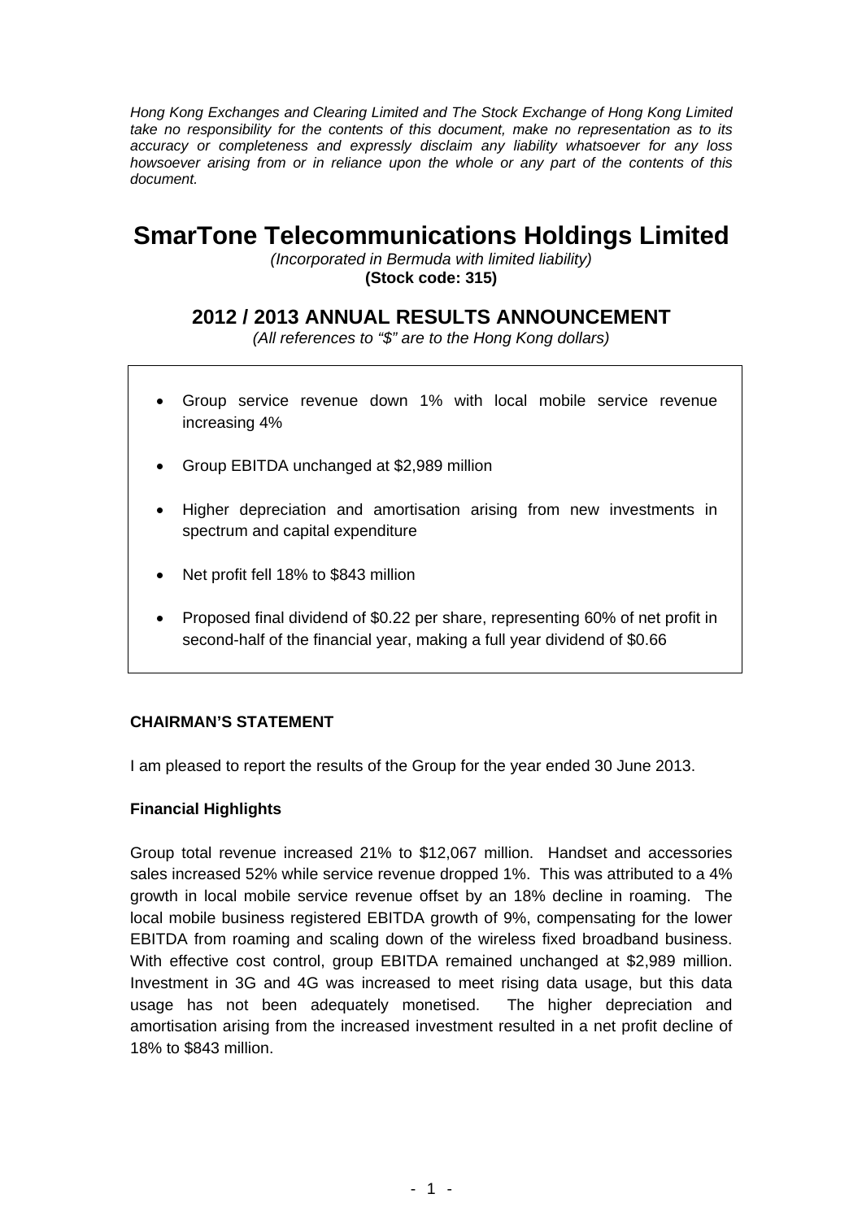*Hong Kong Exchanges and Clearing Limited and The Stock Exchange of Hong Kong Limited take no responsibility for the contents of this document, make no representation as to its accuracy or completeness and expressly disclaim any liability whatsoever for any loss howsoever arising from or in reliance upon the whole or any part of the contents of this document.*

# SmarTone Telecommunications Holdings Limited

*(Incorporated in Bermuda with limited liability)*
**(Stock code: 315)**

## 2012 / 2013 ANNUAL RESULTS ANNOUNCEMENT

*(All references to "$" are to the Hong Kong dollars)*

- Group service revenue down 1% with local mobile service revenue increasing 4%
- Group EBITDA unchanged at $2,989 million
- Higher depreciation and amortisation arising from new investments in spectrum and capital expenditure
- Net profit fell 18% to $843 million
- Proposed final dividend of $0.22 per share, representing 60% of net profit in second-half of the financial year, making a full year dividend of $0.66

### CHAIRMAN'S STATEMENT

I am pleased to report the results of the Group for the year ended 30 June 2013.

**Financial Highlights**

Group total revenue increased 21% to $12,067 million. Handset and accessories sales increased 52% while service revenue dropped 1%. This was attributed to a 4% growth in local mobile service revenue offset by an 18% decline in roaming. The local mobile business registered EBITDA growth of 9%, compensating for the lower EBITDA from roaming and scaling down of the wireless fixed broadband business. With effective cost control, group EBITDA remained unchanged at $2,989 million. Investment in 3G and 4G was increased to meet rising data usage, but this data usage has not been adequately monetised. The higher depreciation and amortisation arising from the increased investment resulted in a net profit decline of 18% to $843 million.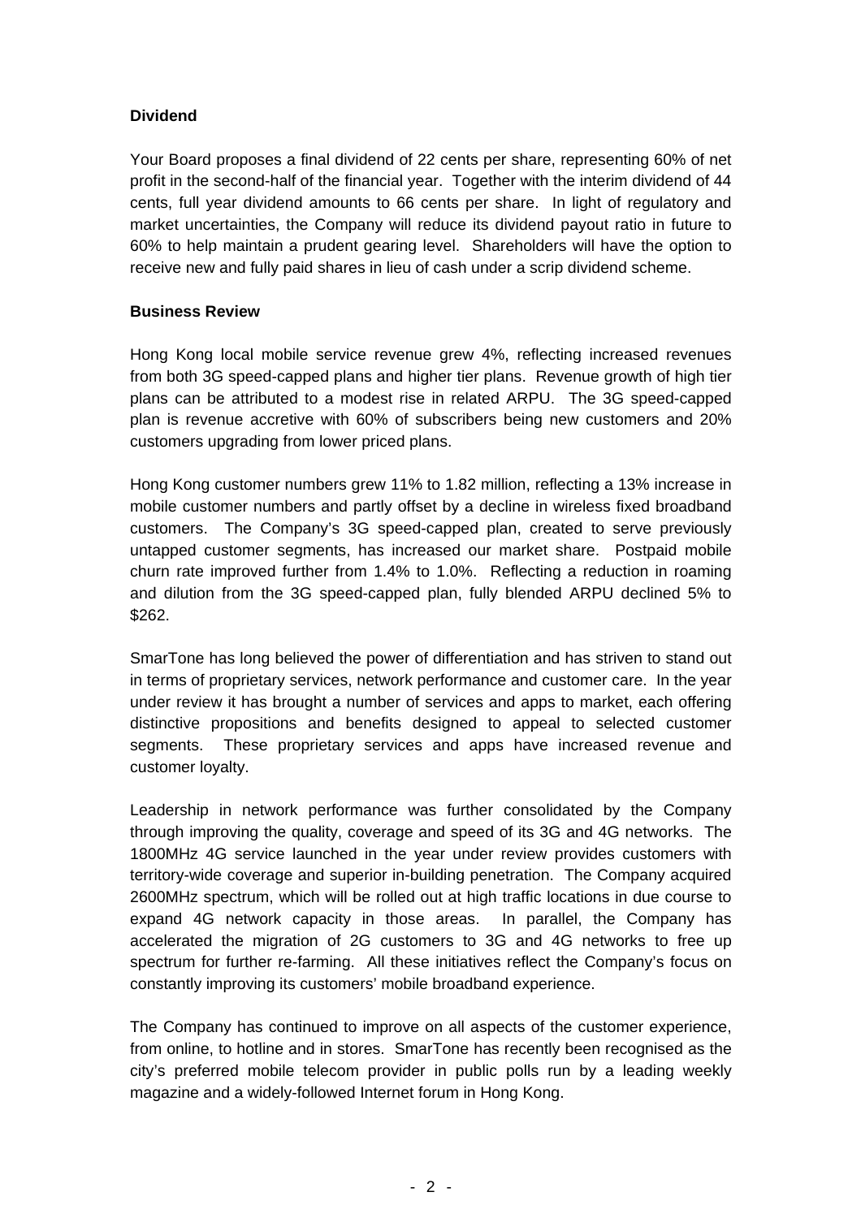**Dividend**

Your Board proposes a final dividend of 22 cents per share, representing 60% of net profit in the second-half of the financial year. Together with the interim dividend of 44 cents, full year dividend amounts to 66 cents per share. In light of regulatory and market uncertainties, the Company will reduce its dividend payout ratio in future to 60% to help maintain a prudent gearing level. Shareholders will have the option to receive new and fully paid shares in lieu of cash under a scrip dividend scheme.

**Business Review**

Hong Kong local mobile service revenue grew 4%, reflecting increased revenues from both 3G speed-capped plans and higher tier plans. Revenue growth of high tier plans can be attributed to a modest rise in related ARPU. The 3G speed-capped plan is revenue accretive with 60% of subscribers being new customers and 20% customers upgrading from lower priced plans.

Hong Kong customer numbers grew 11% to 1.82 million, reflecting a 13% increase in mobile customer numbers and partly offset by a decline in wireless fixed broadband customers. The Company's 3G speed-capped plan, created to serve previously untapped customer segments, has increased our market share. Postpaid mobile churn rate improved further from 1.4% to 1.0%. Reflecting a reduction in roaming and dilution from the 3G speed-capped plan, fully blended ARPU declined 5% to $262.

SmarTone has long believed the power of differentiation and has striven to stand out in terms of proprietary services, network performance and customer care. In the year under review it has brought a number of services and apps to market, each offering distinctive propositions and benefits designed to appeal to selected customer segments. These proprietary services and apps have increased revenue and customer loyalty.

Leadership in network performance was further consolidated by the Company through improving the quality, coverage and speed of its 3G and 4G networks. The 1800MHz 4G service launched in the year under review provides customers with territory-wide coverage and superior in-building penetration. The Company acquired 2600MHz spectrum, which will be rolled out at high traffic locations in due course to expand 4G network capacity in those areas. In parallel, the Company has accelerated the migration of 2G customers to 3G and 4G networks to free up spectrum for further re-farming. All these initiatives reflect the Company's focus on constantly improving its customers' mobile broadband experience.

The Company has continued to improve on all aspects of the customer experience, from online, to hotline and in stores. SmarTone has recently been recognised as the city's preferred mobile telecom provider in public polls run by a leading weekly magazine and a widely-followed Internet forum in Hong Kong.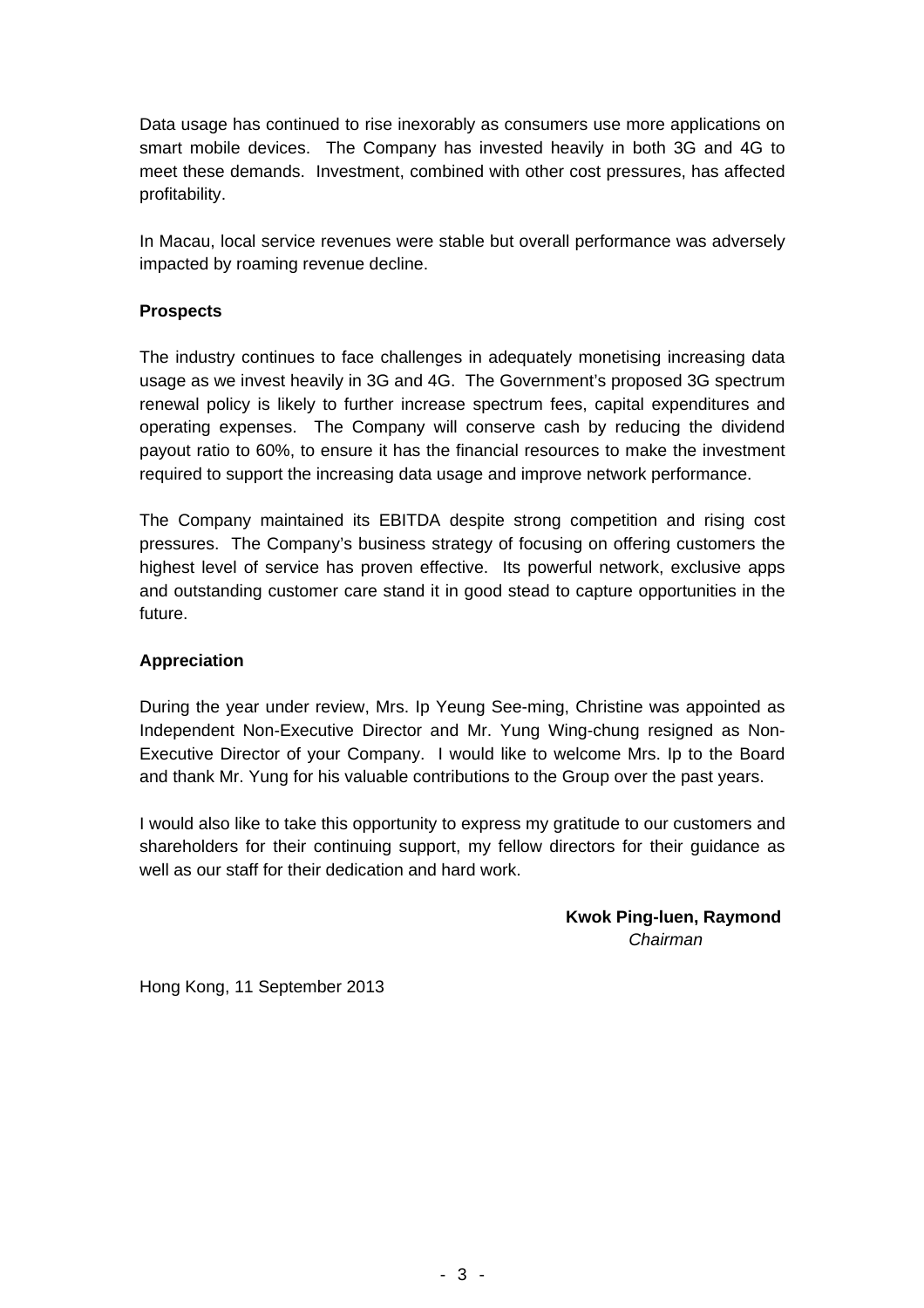Data usage has continued to rise inexorably as consumers use more applications on smart mobile devices. The Company has invested heavily in both 3G and 4G to meet these demands. Investment, combined with other cost pressures, has affected profitability.

In Macau, local service revenues were stable but overall performance was adversely impacted by roaming revenue decline.

**Prospects**

The industry continues to face challenges in adequately monetising increasing data usage as we invest heavily in 3G and 4G. The Government's proposed 3G spectrum renewal policy is likely to further increase spectrum fees, capital expenditures and operating expenses. The Company will conserve cash by reducing the dividend payout ratio to 60%, to ensure it has the financial resources to make the investment required to support the increasing data usage and improve network performance.

The Company maintained its EBITDA despite strong competition and rising cost pressures. The Company's business strategy of focusing on offering customers the highest level of service has proven effective. Its powerful network, exclusive apps and outstanding customer care stand it in good stead to capture opportunities in the future.

**Appreciation**

During the year under review, Mrs. Ip Yeung See-ming, Christine was appointed as Independent Non-Executive Director and Mr. Yung Wing-chung resigned as Non-Executive Director of your Company. I would like to welcome Mrs. Ip to the Board and thank Mr. Yung for his valuable contributions to the Group over the past years.

I would also like to take this opportunity to express my gratitude to our customers and shareholders for their continuing support, my fellow directors for their guidance as well as our staff for their dedication and hard work.

**Kwok Ping-luen, Raymond**
*Chairman*

Hong Kong, 11 September 2013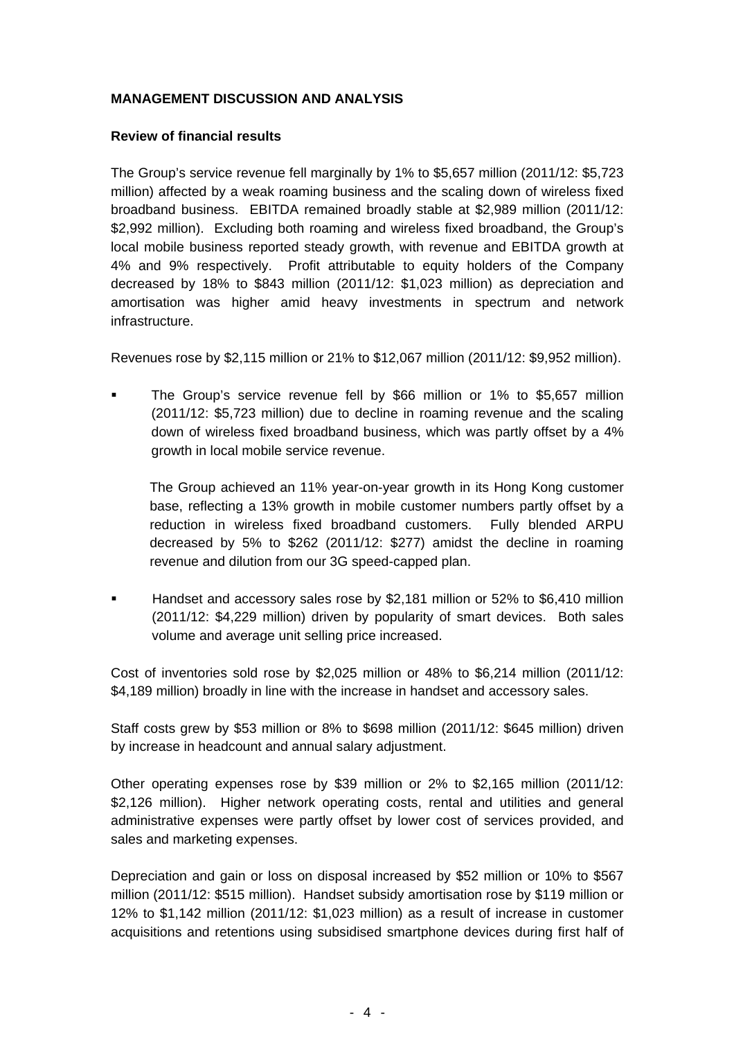**MANAGEMENT DISCUSSION AND ANALYSIS**

**Review of financial results**

The Group's service revenue fell marginally by 1% to $5,657 million (2011/12: $5,723 million) affected by a weak roaming business and the scaling down of wireless fixed broadband business. EBITDA remained broadly stable at $2,989 million (2011/12: $2,992 million). Excluding both roaming and wireless fixed broadband, the Group's local mobile business reported steady growth, with revenue and EBITDA growth at 4% and 9% respectively. Profit attributable to equity holders of the Company decreased by 18% to $843 million (2011/12: $1,023 million) as depreciation and amortisation was higher amid heavy investments in spectrum and network infrastructure.

Revenues rose by $2,115 million or 21% to $12,067 million (2011/12: $9,952 million).

- The Group's service revenue fell by $66 million or 1% to $5,657 million (2011/12: $5,723 million) due to decline in roaming revenue and the scaling down of wireless fixed broadband business, which was partly offset by a 4% growth in local mobile service revenue.

  The Group achieved an 11% year-on-year growth in its Hong Kong customer base, reflecting a 13% growth in mobile customer numbers partly offset by a reduction in wireless fixed broadband customers. Fully blended ARPU decreased by 5% to $262 (2011/12: $277) amidst the decline in roaming revenue and dilution from our 3G speed-capped plan.

- Handset and accessory sales rose by $2,181 million or 52% to $6,410 million (2011/12: $4,229 million) driven by popularity of smart devices. Both sales volume and average unit selling price increased.

Cost of inventories sold rose by $2,025 million or 48% to $6,214 million (2011/12: $4,189 million) broadly in line with the increase in handset and accessory sales.

Staff costs grew by $53 million or 8% to $698 million (2011/12: $645 million) driven by increase in headcount and annual salary adjustment.

Other operating expenses rose by $39 million or 2% to $2,165 million (2011/12: $2,126 million). Higher network operating costs, rental and utilities and general administrative expenses were partly offset by lower cost of services provided, and sales and marketing expenses.

Depreciation and gain or loss on disposal increased by $52 million or 10% to $567 million (2011/12: $515 million). Handset subsidy amortisation rose by $119 million or 12% to $1,142 million (2011/12: $1,023 million) as a result of increase in customer acquisitions and retentions using subsidised smartphone devices during first half of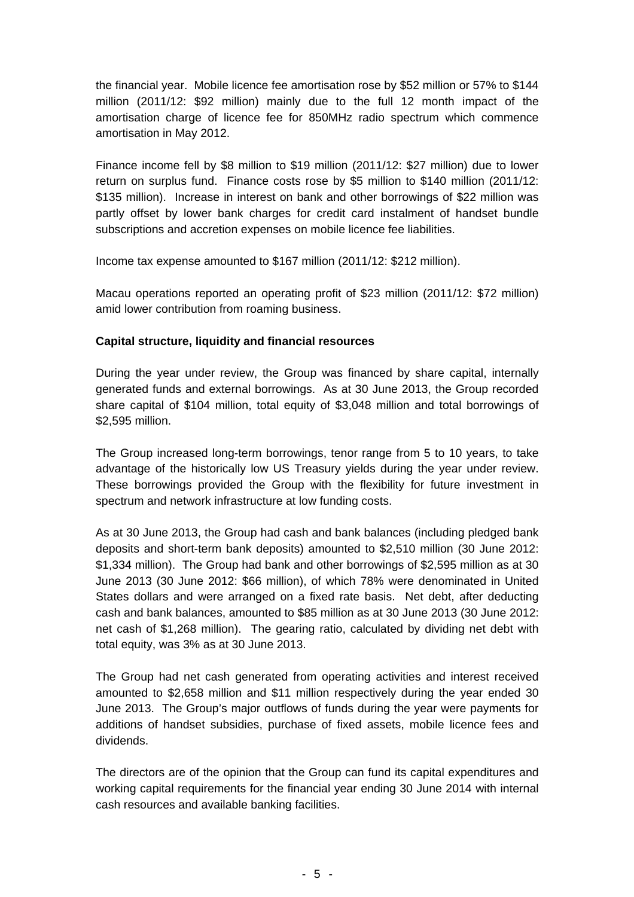the financial year. Mobile licence fee amortisation rose by $52 million or 57% to $144 million (2011/12: $92 million) mainly due to the full 12 month impact of the amortisation charge of licence fee for 850MHz radio spectrum which commence amortisation in May 2012.

Finance income fell by $8 million to $19 million (2011/12: $27 million) due to lower return on surplus fund. Finance costs rose by $5 million to $140 million (2011/12: $135 million). Increase in interest on bank and other borrowings of $22 million was partly offset by lower bank charges for credit card instalment of handset bundle subscriptions and accretion expenses on mobile licence fee liabilities.

Income tax expense amounted to $167 million (2011/12: $212 million).

Macau operations reported an operating profit of $23 million (2011/12: $72 million) amid lower contribution from roaming business.

**Capital structure, liquidity and financial resources**

During the year under review, the Group was financed by share capital, internally generated funds and external borrowings. As at 30 June 2013, the Group recorded share capital of $104 million, total equity of $3,048 million and total borrowings of $2,595 million.

The Group increased long-term borrowings, tenor range from 5 to 10 years, to take advantage of the historically low US Treasury yields during the year under review. These borrowings provided the Group with the flexibility for future investment in spectrum and network infrastructure at low funding costs.

As at 30 June 2013, the Group had cash and bank balances (including pledged bank deposits and short-term bank deposits) amounted to $2,510 million (30 June 2012: $1,334 million). The Group had bank and other borrowings of $2,595 million as at 30 June 2013 (30 June 2012: $66 million), of which 78% were denominated in United States dollars and were arranged on a fixed rate basis. Net debt, after deducting cash and bank balances, amounted to $85 million as at 30 June 2013 (30 June 2012: net cash of $1,268 million). The gearing ratio, calculated by dividing net debt with total equity, was 3% as at 30 June 2013.

The Group had net cash generated from operating activities and interest received amounted to $2,658 million and $11 million respectively during the year ended 30 June 2013. The Group's major outflows of funds during the year were payments for additions of handset subsidies, purchase of fixed assets, mobile licence fees and dividends.

The directors are of the opinion that the Group can fund its capital expenditures and working capital requirements for the financial year ending 30 June 2014 with internal cash resources and available banking facilities.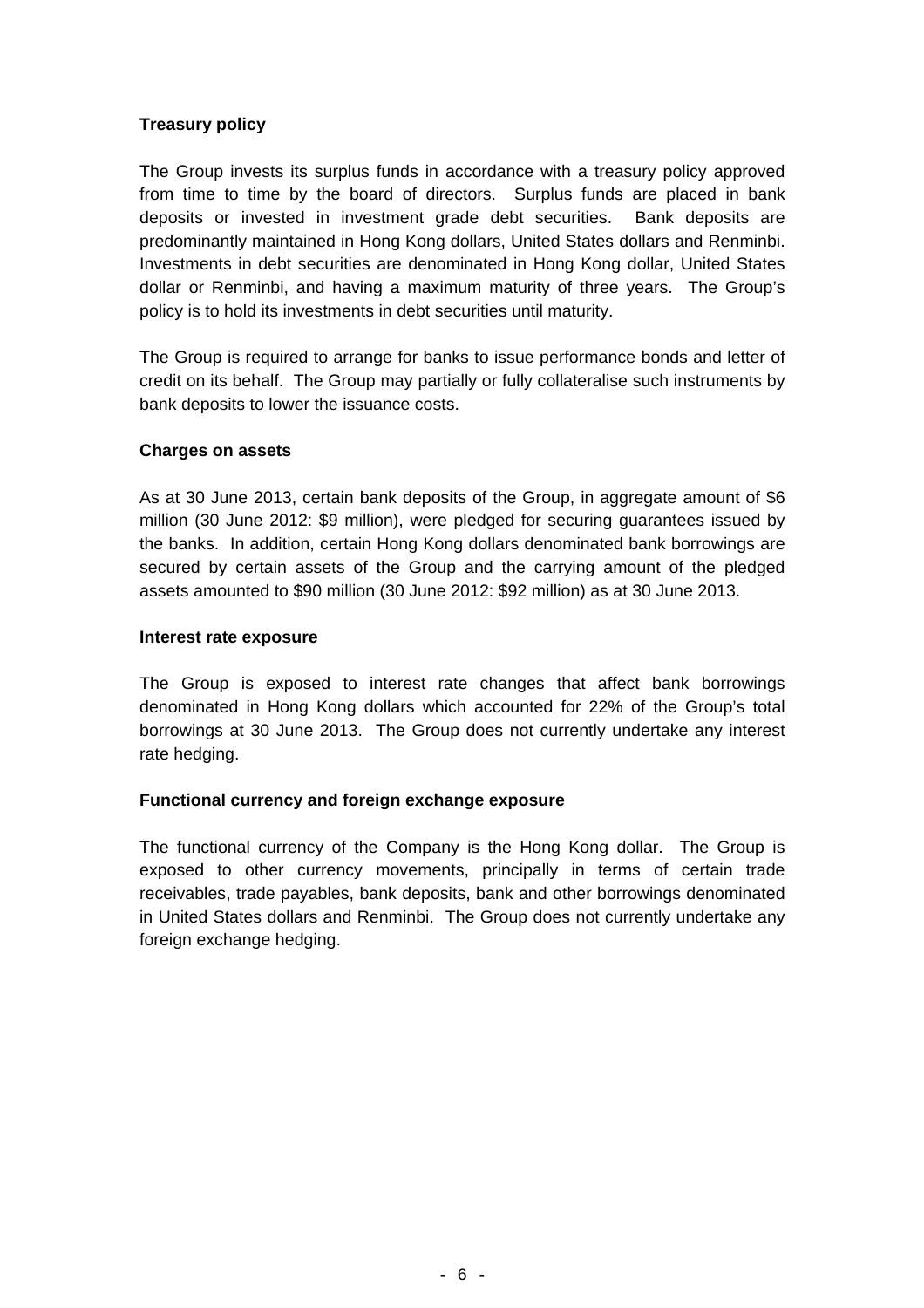**Treasury policy**

The Group invests its surplus funds in accordance with a treasury policy approved from time to time by the board of directors. Surplus funds are placed in bank deposits or invested in investment grade debt securities. Bank deposits are predominantly maintained in Hong Kong dollars, United States dollars and Renminbi. Investments in debt securities are denominated in Hong Kong dollar, United States dollar or Renminbi, and having a maximum maturity of three years. The Group's policy is to hold its investments in debt securities until maturity.

The Group is required to arrange for banks to issue performance bonds and letter of credit on its behalf. The Group may partially or fully collateralise such instruments by bank deposits to lower the issuance costs.

**Charges on assets**

As at 30 June 2013, certain bank deposits of the Group, in aggregate amount of $6 million (30 June 2012: $9 million), were pledged for securing guarantees issued by the banks. In addition, certain Hong Kong dollars denominated bank borrowings are secured by certain assets of the Group and the carrying amount of the pledged assets amounted to $90 million (30 June 2012: $92 million) as at 30 June 2013.

**Interest rate exposure**

The Group is exposed to interest rate changes that affect bank borrowings denominated in Hong Kong dollars which accounted for 22% of the Group's total borrowings at 30 June 2013. The Group does not currently undertake any interest rate hedging.

**Functional currency and foreign exchange exposure**

The functional currency of the Company is the Hong Kong dollar. The Group is exposed to other currency movements, principally in terms of certain trade receivables, trade payables, bank deposits, bank and other borrowings denominated in United States dollars and Renminbi. The Group does not currently undertake any foreign exchange hedging.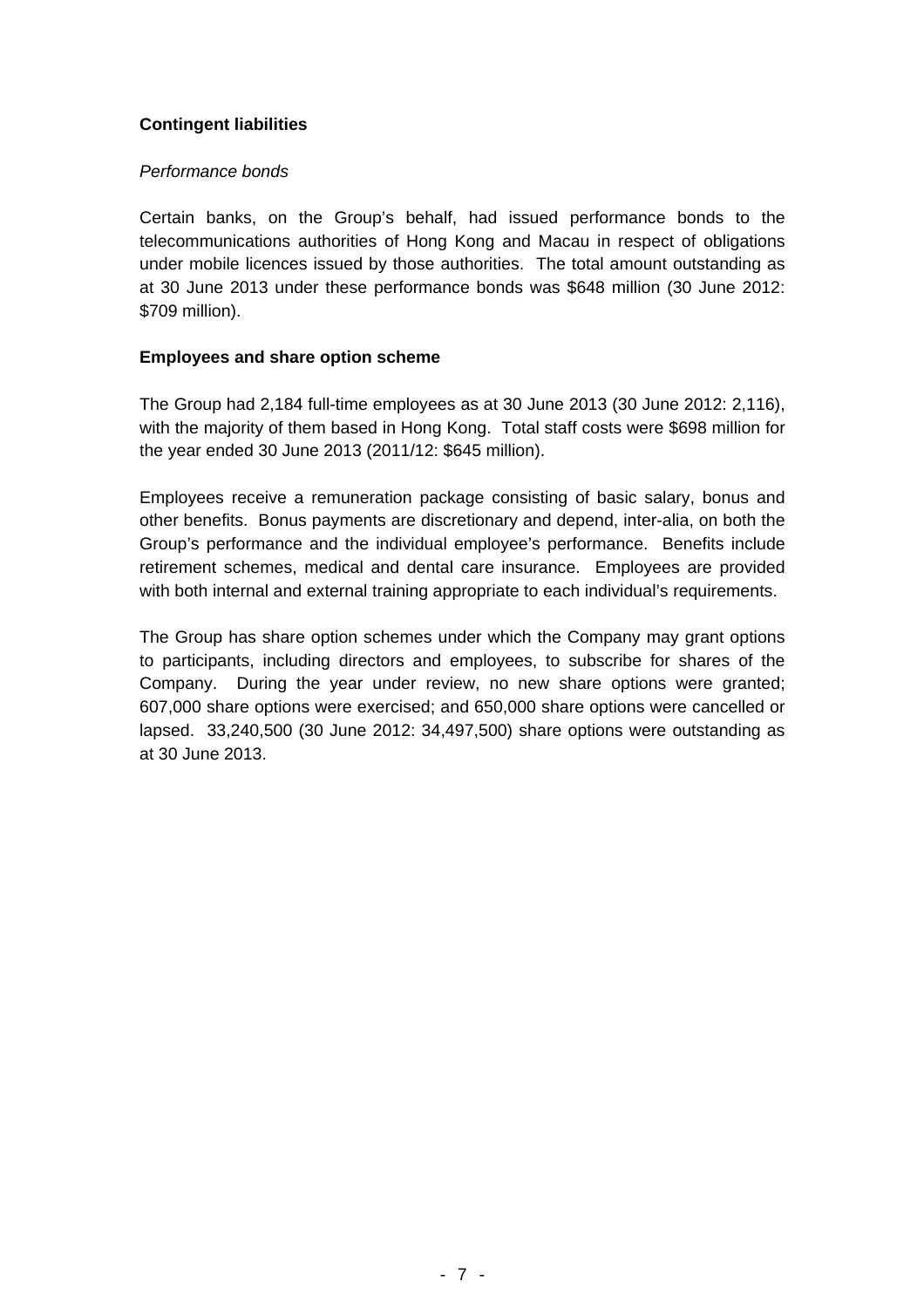**Contingent liabilities**

*Performance bonds*

Certain banks, on the Group's behalf, had issued performance bonds to the telecommunications authorities of Hong Kong and Macau in respect of obligations under mobile licences issued by those authorities. The total amount outstanding as at 30 June 2013 under these performance bonds was $648 million (30 June 2012: $709 million).

**Employees and share option scheme**

The Group had 2,184 full-time employees as at 30 June 2013 (30 June 2012: 2,116), with the majority of them based in Hong Kong. Total staff costs were $698 million for the year ended 30 June 2013 (2011/12: $645 million).

Employees receive a remuneration package consisting of basic salary, bonus and other benefits. Bonus payments are discretionary and depend, inter-alia, on both the Group's performance and the individual employee's performance. Benefits include retirement schemes, medical and dental care insurance. Employees are provided with both internal and external training appropriate to each individual's requirements.

The Group has share option schemes under which the Company may grant options to participants, including directors and employees, to subscribe for shares of the Company. During the year under review, no new share options were granted; 607,000 share options were exercised; and 650,000 share options were cancelled or lapsed. 33,240,500 (30 June 2012: 34,497,500) share options were outstanding as at 30 June 2013.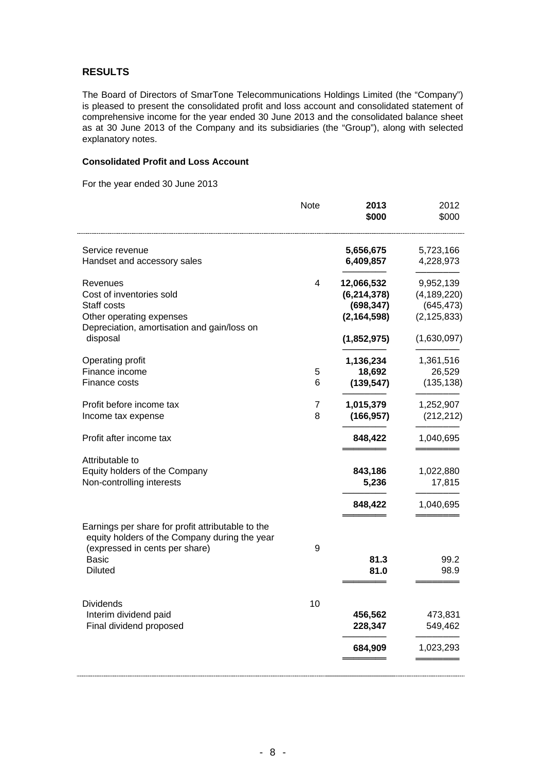## RESULTS

The Board of Directors of SmarTone Telecommunications Holdings Limited (the "Company") is pleased to present the consolidated profit and loss account and consolidated statement of comprehensive income for the year ended 30 June 2013 and the consolidated balance sheet as at 30 June 2013 of the Company and its subsidiaries (the "Group"), along with selected explanatory notes.

### Consolidated Profit and Loss Account

For the year ended 30 June 2013

| | Note | **2013** **\$000** | 2012 \$000 |
|---|---|---|---|
| Service revenue | | **5,656,675** | 5,723,166 |
| Handset and accessory sales | | **6,409,857** | 4,228,973 |
| Revenues | 4 | **12,066,532** | 9,952,139 |
| Cost of inventories sold | | **(6,214,378)** | (4,189,220) |
| Staff costs | | **(698,347)** | (645,473) |
| Other operating expenses | | **(2,164,598)** | (2,125,833) |
| Depreciation, amortisation and gain/loss on disposal | | **(1,852,975)** | (1,630,097) |
| Operating profit | | **1,136,234** | 1,361,516 |
| Finance income | 5 | **18,692** | 26,529 |
| Finance costs | 6 | **(139,547)** | (135,138) |
| Profit before income tax | 7 | **1,015,379** | 1,252,907 |
| Income tax expense | 8 | **(166,957)** | (212,212) |
| Profit after income tax | | **848,422** | 1,040,695 |
| Attributable to | | | |
| Equity holders of the Company | | **843,186** | 1,022,880 |
| Non-controlling interests | | **5,236** | 17,815 |
| | | **848,422** | 1,040,695 |
| Earnings per share for profit attributable to the equity holders of the Company during the year (expressed in cents per share) | 9 | | |
| Basic | | **81.3** | 99.2 |
| Diluted | | **81.0** | 98.9 |
| Dividends | 10 | | |
| Interim dividend paid | | **456,562** | 473,831 |
| Final dividend proposed | | **228,347** | 549,462 |
| | | **684,909** | 1,023,293 |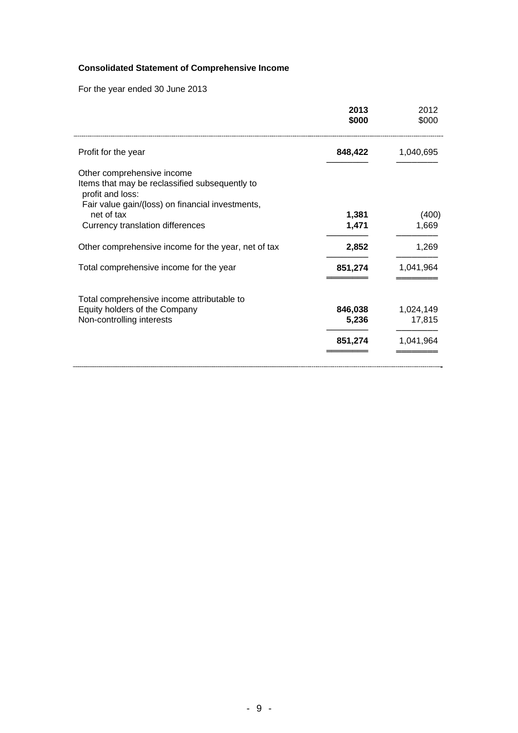**Consolidated Statement of Comprehensive Income**

For the year ended 30 June 2013

| | **2013** **$000** | 2012 $000 |
|---|---|---|
| Profit for the year | **848,422** | 1,040,695 |
| Other comprehensive income | | |
| Items that may be reclassified subsequently to profit and loss: | | |
| Fair value gain/(loss) on financial investments, net of tax | **1,381** | (400) |
| Currency translation differences | **1,471** | 1,669 |
| Other comprehensive income for the year, net of tax | **2,852** | 1,269 |
| Total comprehensive income for the year | **851,274** | 1,041,964 |
| Total comprehensive income attributable to | | |
| Equity holders of the Company | **846,038** | 1,024,149 |
| Non-controlling interests | **5,236** | 17,815 |
| | **851,274** | 1,041,964 |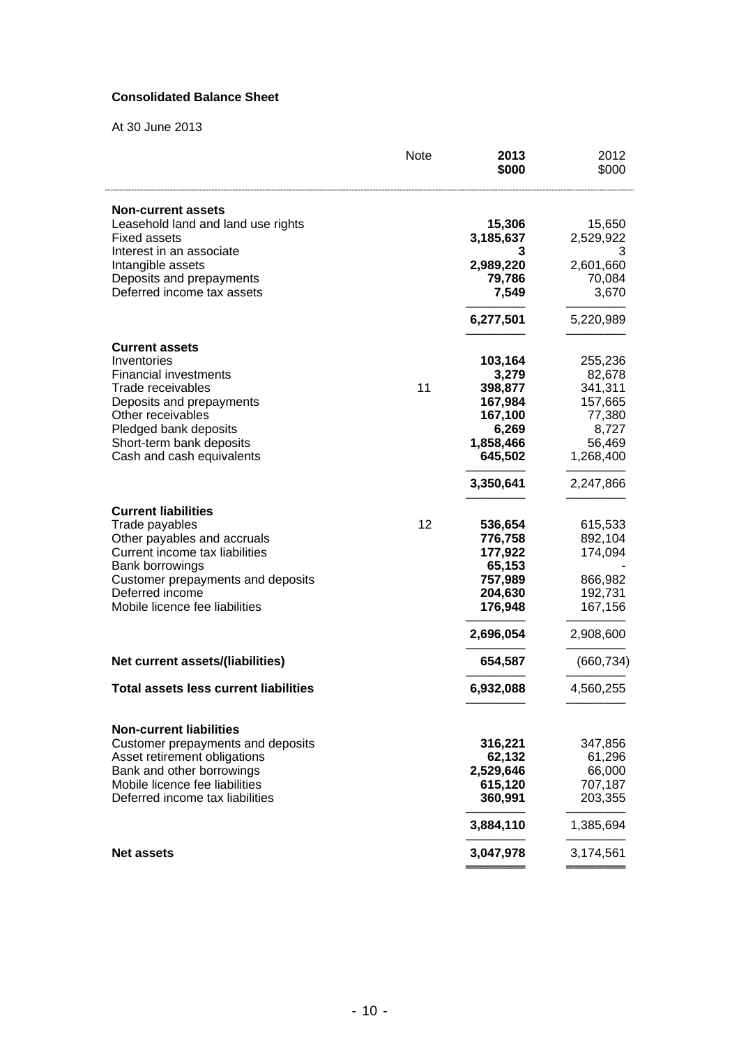**Consolidated Balance Sheet**

At 30 June 2013

| | Note | 2013<br>$000 | 2012<br>$000 |
|---|---|---|---|
| **Non-current assets** | | | |
| Leasehold land and land use rights | | **15,306** | 15,650 |
| Fixed assets | | **3,185,637** | 2,529,922 |
| Interest in an associate | | **3** | 3 |
| Intangible assets | | **2,989,220** | 2,601,660 |
| Deposits and prepayments | | **79,786** | 70,084 |
| Deferred income tax assets | | **7,549** | 3,670 |
| | | **6,277,501** | 5,220,989 |
| **Current assets** | | | |
| Inventories | | **103,164** | 255,236 |
| Financial investments | | **3,279** | 82,678 |
| Trade receivables | 11 | **398,877** | 341,311 |
| Deposits and prepayments | | **167,984** | 157,665 |
| Other receivables | | **167,100** | 77,380 |
| Pledged bank deposits | | **6,269** | 8,727 |
| Short-term bank deposits | | **1,858,466** | 56,469 |
| Cash and cash equivalents | | **645,502** | 1,268,400 |
| | | **3,350,641** | 2,247,866 |
| **Current liabilities** | | | |
| Trade payables | 12 | **536,654** | 615,533 |
| Other payables and accruals | | **776,758** | 892,104 |
| Current income tax liabilities | | **177,922** | 174,094 |
| Bank borrowings | | **65,153** | - |
| Customer prepayments and deposits | | **757,989** | 866,982 |
| Deferred income | | **204,630** | 192,731 |
| Mobile licence fee liabilities | | **176,948** | 167,156 |
| | | **2,696,054** | 2,908,600 |
| **Net current assets/(liabilities)** | | **654,587** | (660,734) |
| **Total assets less current liabilities** | | **6,932,088** | 4,560,255 |
| **Non-current liabilities** | | | |
| Customer prepayments and deposits | | **316,221** | 347,856 |
| Asset retirement obligations | | **62,132** | 61,296 |
| Bank and other borrowings | | **2,529,646** | 66,000 |
| Mobile licence fee liabilities | | **615,120** | 707,187 |
| Deferred income tax liabilities | | **360,991** | 203,355 |
| | | **3,884,110** | 1,385,694 |
| **Net assets** | | **3,047,978** | 3,174,561 |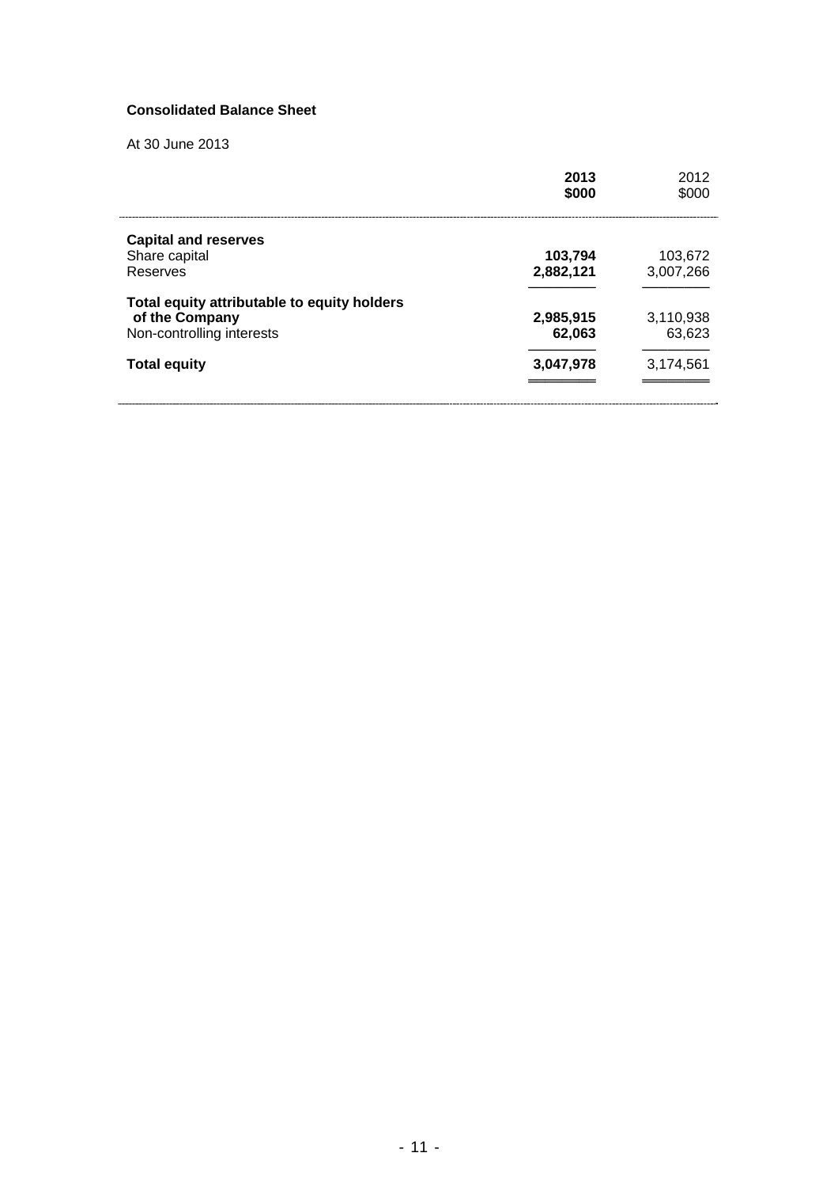**Consolidated Balance Sheet**

At 30 June 2013

| | 2013 $000 | 2012 $000 |
|---|---|---|
| **Capital and reserves** | | |
| Share capital | **103,794** | 103,672 |
| Reserves | **2,882,121** | 3,007,266 |
| **Total equity attributable to equity holders of the Company** | **2,985,915** | 3,110,938 |
| Non-controlling interests | **62,063** | 63,623 |
| **Total equity** | **3,047,978** | 3,174,561 |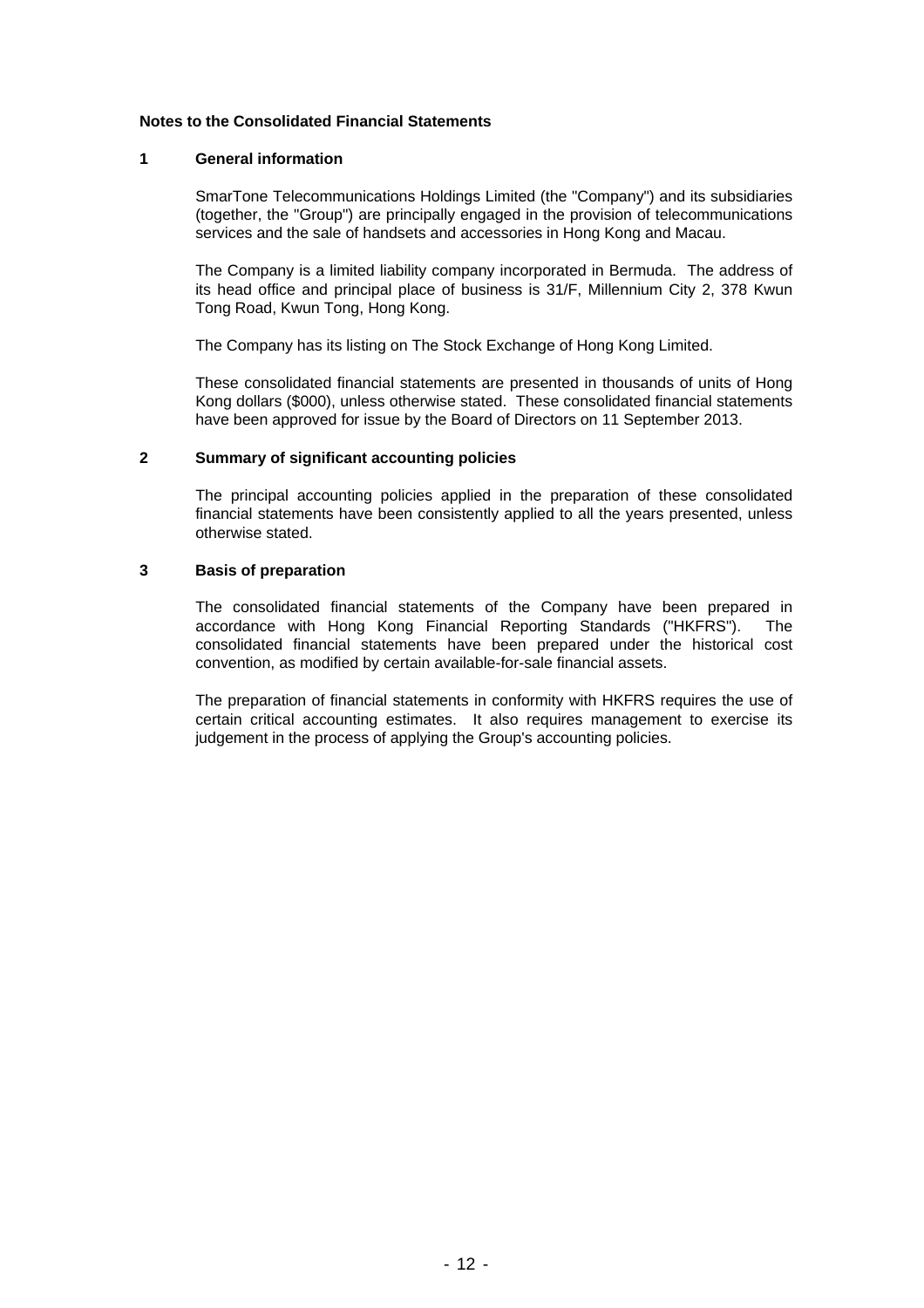## Notes to the Consolidated Financial Statements

### 1 General information

SmarTone Telecommunications Holdings Limited (the "Company") and its subsidiaries (together, the "Group") are principally engaged in the provision of telecommunications services and the sale of handsets and accessories in Hong Kong and Macau.

The Company is a limited liability company incorporated in Bermuda. The address of its head office and principal place of business is 31/F, Millennium City 2, 378 Kwun Tong Road, Kwun Tong, Hong Kong.

The Company has its listing on The Stock Exchange of Hong Kong Limited.

These consolidated financial statements are presented in thousands of units of Hong Kong dollars ($000), unless otherwise stated. These consolidated financial statements have been approved for issue by the Board of Directors on 11 September 2013.

### 2 Summary of significant accounting policies

The principal accounting policies applied in the preparation of these consolidated financial statements have been consistently applied to all the years presented, unless otherwise stated.

### 3 Basis of preparation

The consolidated financial statements of the Company have been prepared in accordance with Hong Kong Financial Reporting Standards ("HKFRS"). The consolidated financial statements have been prepared under the historical cost convention, as modified by certain available-for-sale financial assets.

The preparation of financial statements in conformity with HKFRS requires the use of certain critical accounting estimates. It also requires management to exercise its judgement in the process of applying the Group's accounting policies.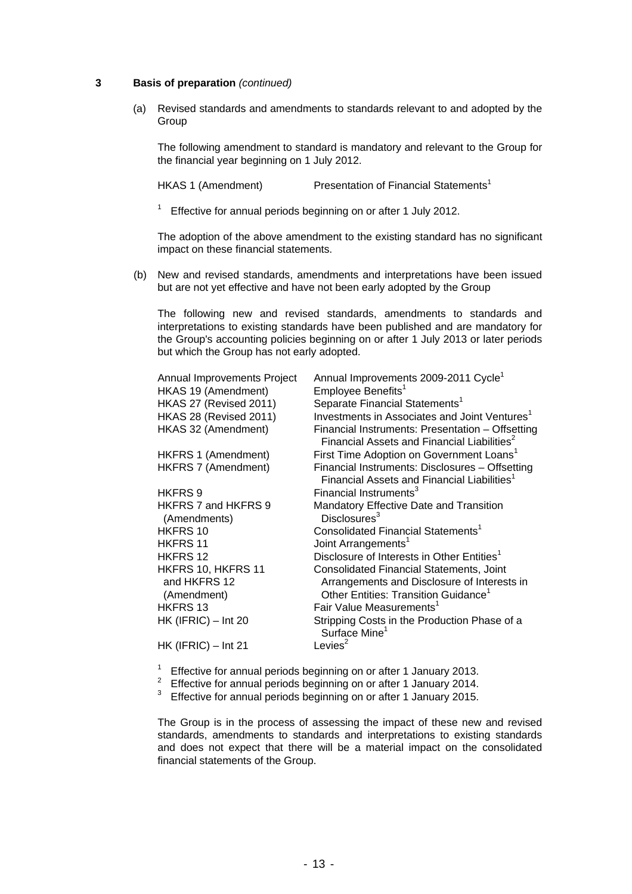## 3 Basis of preparation *(continued)*

(a) Revised standards and amendments to standards relevant to and adopted by the Group

The following amendment to standard is mandatory and relevant to the Group for the financial year beginning on 1 July 2012.

| | |
|---|---|
| HKAS 1 (Amendment) | Presentation of Financial Statements[1] |

[1] Effective for annual periods beginning on or after 1 July 2012.

The adoption of the above amendment to the existing standard has no significant impact on these financial statements.

(b) New and revised standards, amendments and interpretations have been issued but are not yet effective and have not been early adopted by the Group

The following new and revised standards, amendments to standards and interpretations to existing standards have been published and are mandatory for the Group's accounting policies beginning on or after 1 July 2013 or later periods but which the Group has not early adopted.

| | |
|---|---|
| Annual Improvements Project | Annual Improvements 2009-2011 Cycle[1] |
| HKAS 19 (Amendment) | Employee Benefits[1] |
| HKAS 27 (Revised 2011) | Separate Financial Statements[1] |
| HKAS 28 (Revised 2011) | Investments in Associates and Joint Ventures[1] |
| HKAS 32 (Amendment) | Financial Instruments: Presentation – Offsetting Financial Assets and Financial Liabilities[2] |
| HKFRS 1 (Amendment) | First Time Adoption on Government Loans[1] |
| HKFRS 7 (Amendment) | Financial Instruments: Disclosures – Offsetting Financial Assets and Financial Liabilities[1] |
| HKFRS 9 | Financial Instruments[3] |
| HKFRS 7 and HKFRS 9 (Amendments) | Mandatory Effective Date and Transition Disclosures[3] |
| HKFRS 10 | Consolidated Financial Statements[1] |
| HKFRS 11 | Joint Arrangements[1] |
| HKFRS 12 | Disclosure of Interests in Other Entities[1] |
| HKFRS 10, HKFRS 11 and HKFRS 12 (Amendment) | Consolidated Financial Statements, Joint Arrangements and Disclosure of Interests in Other Entities: Transition Guidance[1] |
| HKFRS 13 | Fair Value Measurements[1] |
| HK (IFRIC) – Int 20 | Stripping Costs in the Production Phase of a Surface Mine[1] |
| HK (IFRIC) – Int 21 | Levies[2] |

[1] Effective for annual periods beginning on or after 1 January 2013.
[2] Effective for annual periods beginning on or after 1 January 2014.
[3] Effective for annual periods beginning on or after 1 January 2015.

The Group is in the process of assessing the impact of these new and revised standards, amendments to standards and interpretations to existing standards and does not expect that there will be a material impact on the consolidated financial statements of the Group.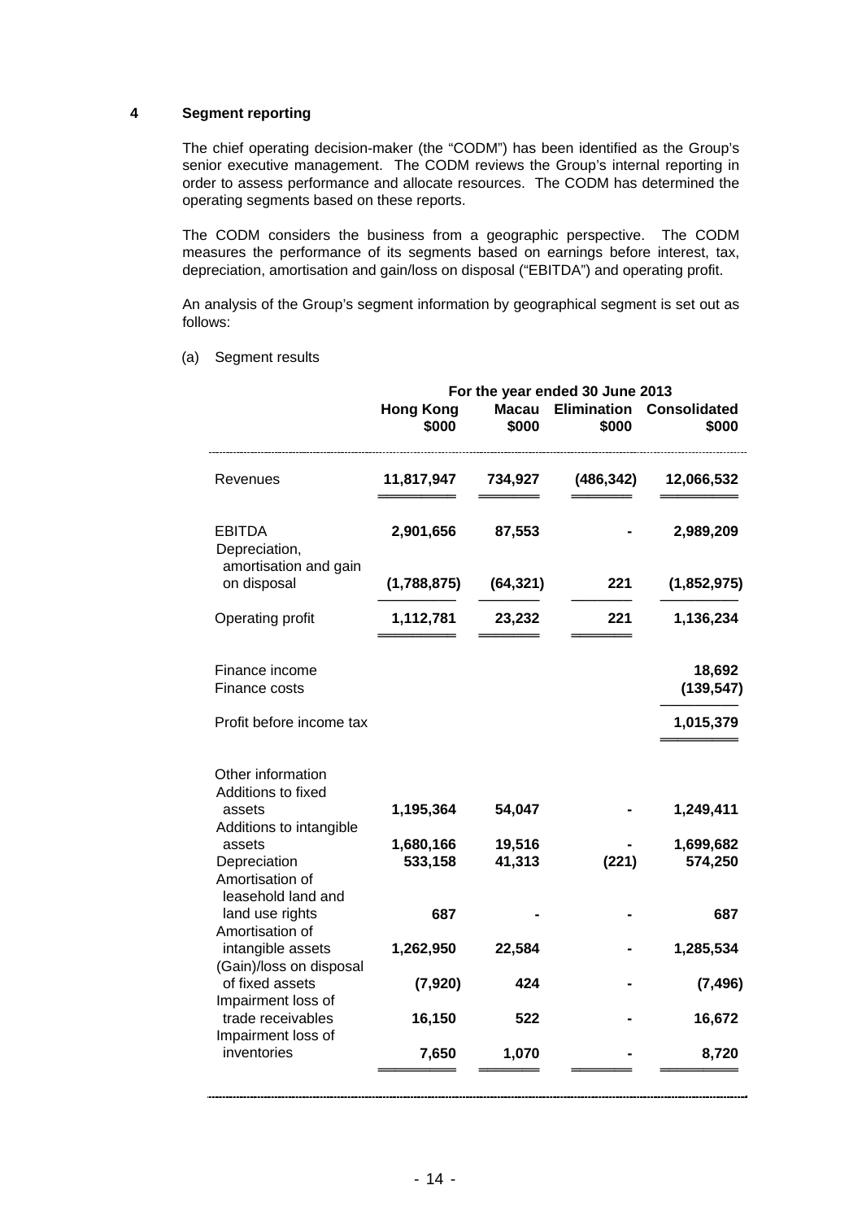## 4 Segment reporting

The chief operating decision-maker (the "CODM") has been identified as the Group's senior executive management. The CODM reviews the Group's internal reporting in order to assess performance and allocate resources. The CODM has determined the operating segments based on these reports.

The CODM considers the business from a geographic perspective. The CODM measures the performance of its segments based on earnings before interest, tax, depreciation, amortisation and gain/loss on disposal ("EBITDA") and operating profit.

An analysis of the Group's segment information by geographical segment is set out as follows:

(a) Segment results

| | For the year ended 30 June 2013 | | | |
|---|---|---|---|---|
| | **Hong Kong** **\$000** | **Macau** **\$000** | **Elimination** **\$000** | **Consolidated** **\$000** |
| Revenues | **11,817,947** | **734,927** | **(486,342)** | **12,066,532** |
| EBITDA | **2,901,656** | **87,553** | **-** | **2,989,209** |
| Depreciation, amortisation and gain on disposal | **(1,788,875)** | **(64,321)** | **221** | **(1,852,975)** |
| Operating profit | **1,112,781** | **23,232** | **221** | **1,136,234** |
| Finance income | | | | **18,692** |
| Finance costs | | | | **(139,547)** |
| Profit before income tax | | | | **1,015,379** |
| Other information | | | | |
| Additions to fixed assets | **1,195,364** | **54,047** | **-** | **1,249,411** |
| Additions to intangible assets | **1,680,166** | **19,516** | **-** | **1,699,682** |
| Depreciation | **533,158** | **41,313** | **(221)** | **574,250** |
| Amortisation of leasehold land and land use rights | **687** | **-** | **-** | **687** |
| Amortisation of intangible assets | **1,262,950** | **22,584** | **-** | **1,285,534** |
| (Gain)/loss on disposal of fixed assets | **(7,920)** | **424** | **-** | **(7,496)** |
| Impairment loss of trade receivables | **16,150** | **522** | **-** | **16,672** |
| Impairment loss of inventories | **7,650** | **1,070** | **-** | **8,720** |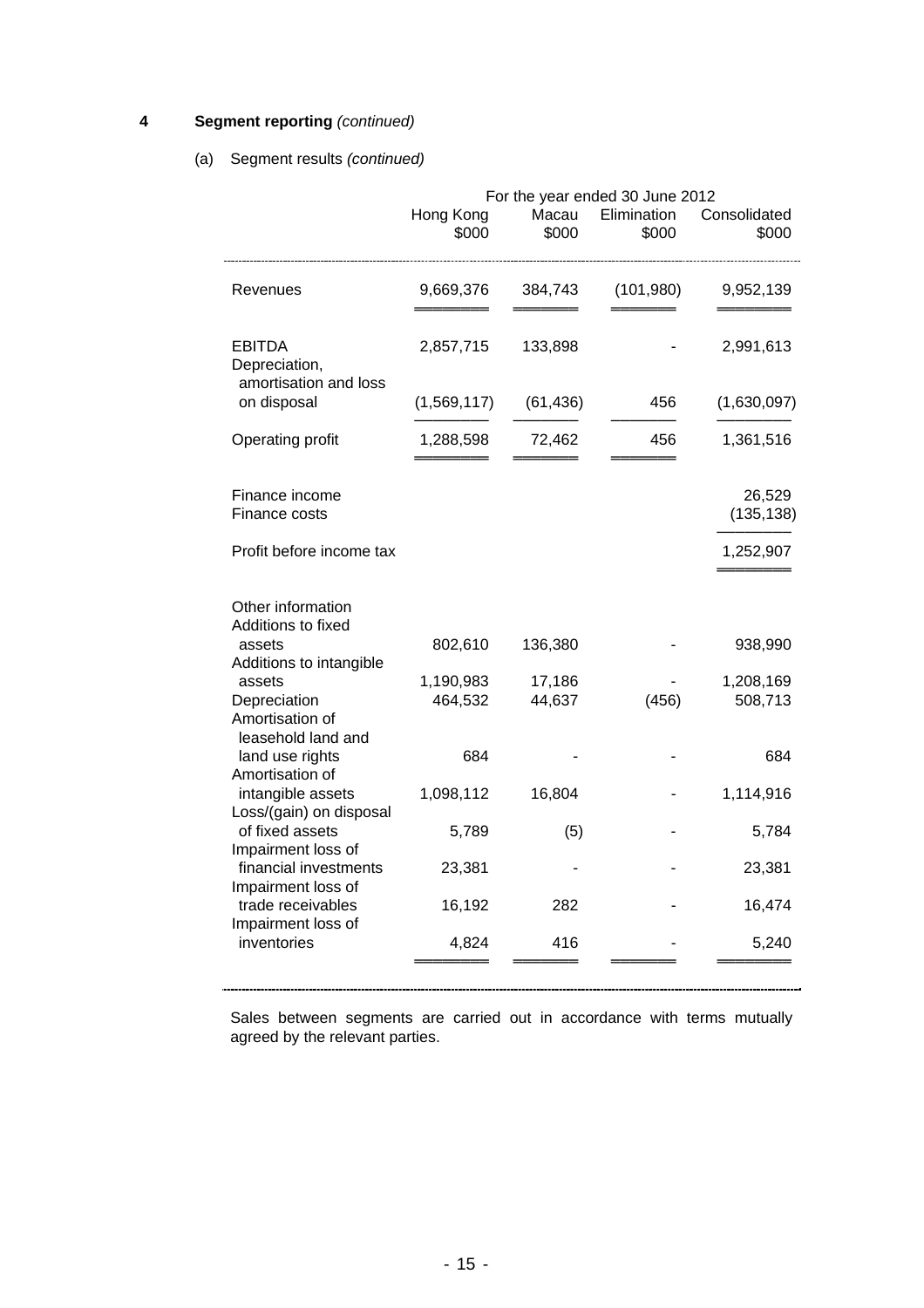## 4 Segment reporting *(continued)*

(a) Segment results *(continued)*

| | For the year ended 30 June 2012 | | | |
|---|---|---|---|---|
| | Hong Kong $000 | Macau $000 | Elimination $000 | Consolidated $000 |
| Revenues | 9,669,376 | 384,743 | (101,980) | 9,952,139 |
| EBITDA | 2,857,715 | 133,898 | - | 2,991,613 |
| Depreciation, amortisation and loss on disposal | (1,569,117) | (61,436) | 456 | (1,630,097) |
| Operating profit | 1,288,598 | 72,462 | 456 | 1,361,516 |
| Finance income | | | | 26,529 |
| Finance costs | | | | (135,138) |
| Profit before income tax | | | | 1,252,907 |
| Other information | | | | |
| Additions to fixed assets | 802,610 | 136,380 | - | 938,990 |
| Additions to intangible assets | 1,190,983 | 17,186 | - | 1,208,169 |
| Depreciation | 464,532 | 44,637 | (456) | 508,713 |
| Amortisation of leasehold land and land use rights | 684 | - | - | 684 |
| Amortisation of intangible assets | 1,098,112 | 16,804 | - | 1,114,916 |
| Loss/(gain) on disposal of fixed assets | 5,789 | (5) | - | 5,784 |
| Impairment loss of financial investments | 23,381 | - | - | 23,381 |
| Impairment loss of trade receivables | 16,192 | 282 | - | 16,474 |
| Impairment loss of inventories | 4,824 | 416 | - | 5,240 |

Sales between segments are carried out in accordance with terms mutually agreed by the relevant parties.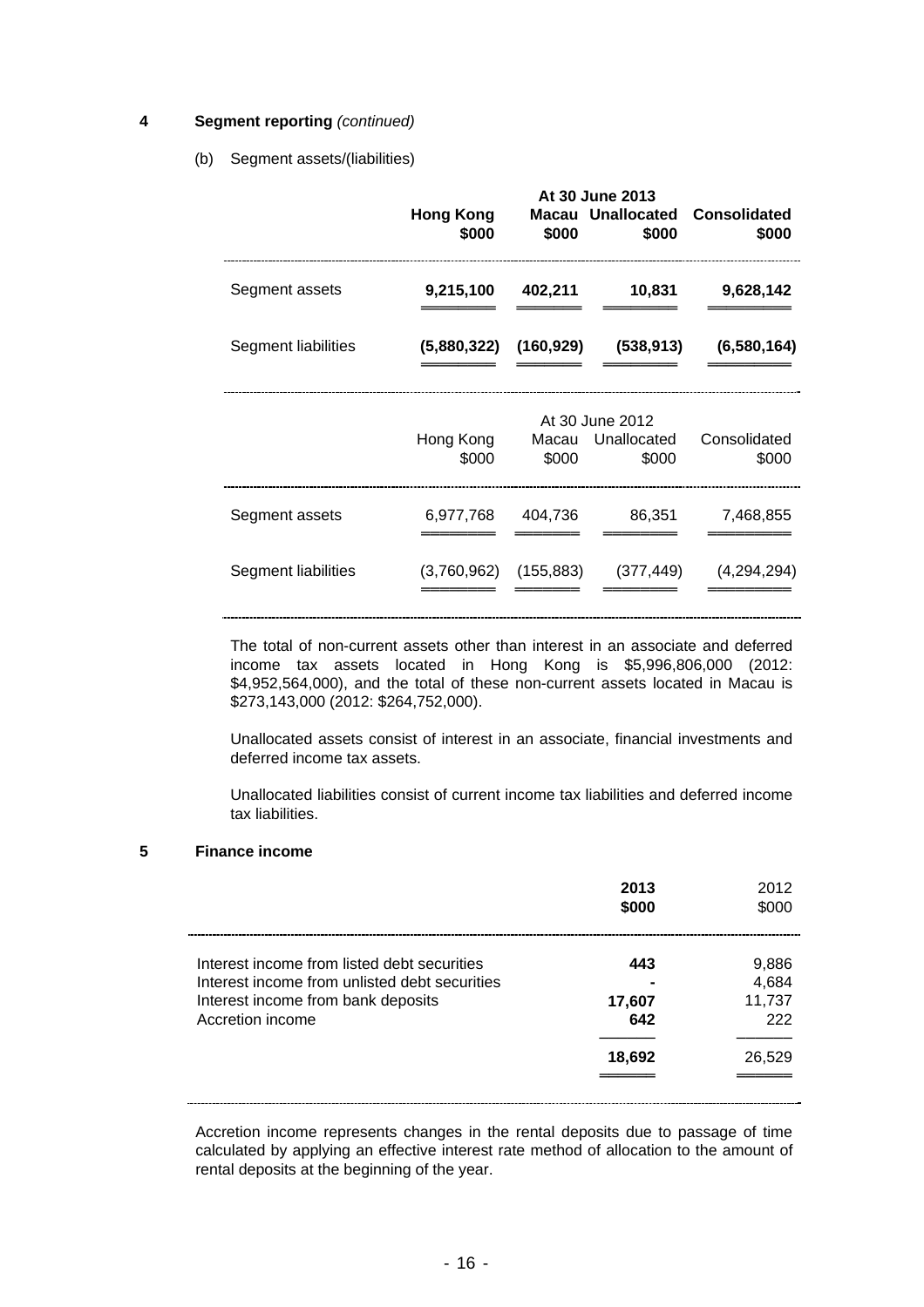## 4 Segment reporting *(continued)*

(b) Segment assets/(liabilities)

| | At 30 June 2013 | | | |
|---|---|---|---|---|
| | **Hong Kong** | **Macau** | **Unallocated** | **Consolidated** |
| | **$000** | **$000** | **$000** | **$000** |
| Segment assets | **9,215,100** | **402,211** | **10,831** | **9,628,142** |
| Segment liabilities | **(5,880,322)** | **(160,929)** | **(538,913)** | **(6,580,164)** |

| | At 30 June 2012 | | | |
|---|---|---|---|---|
| | Hong Kong | Macau | Unallocated | Consolidated |
| | $000 | $000 | $000 | $000 |
| Segment assets | 6,977,768 | 404,736 | 86,351 | 7,468,855 |
| Segment liabilities | (3,760,962) | (155,883) | (377,449) | (4,294,294) |

The total of non-current assets other than interest in an associate and deferred income tax assets located in Hong Kong is $5,996,806,000 (2012: $4,952,564,000), and the total of these non-current assets located in Macau is $273,143,000 (2012: $264,752,000).

Unallocated assets consist of interest in an associate, financial investments and deferred income tax assets.

Unallocated liabilities consist of current income tax liabilities and deferred income tax liabilities.

## 5 Finance income

| | **2013** | 2012 |
|---|---|---|
| | **$000** | $000 |
| Interest income from listed debt securities | **443** | 9,886 |
| Interest income from unlisted debt securities | **-** | 4,684 |
| Interest income from bank deposits | **17,607** | 11,737 |
| Accretion income | **642** | 222 |
| | **18,692** | 26,529 |

Accretion income represents changes in the rental deposits due to passage of time calculated by applying an effective interest rate method of allocation to the amount of rental deposits at the beginning of the year.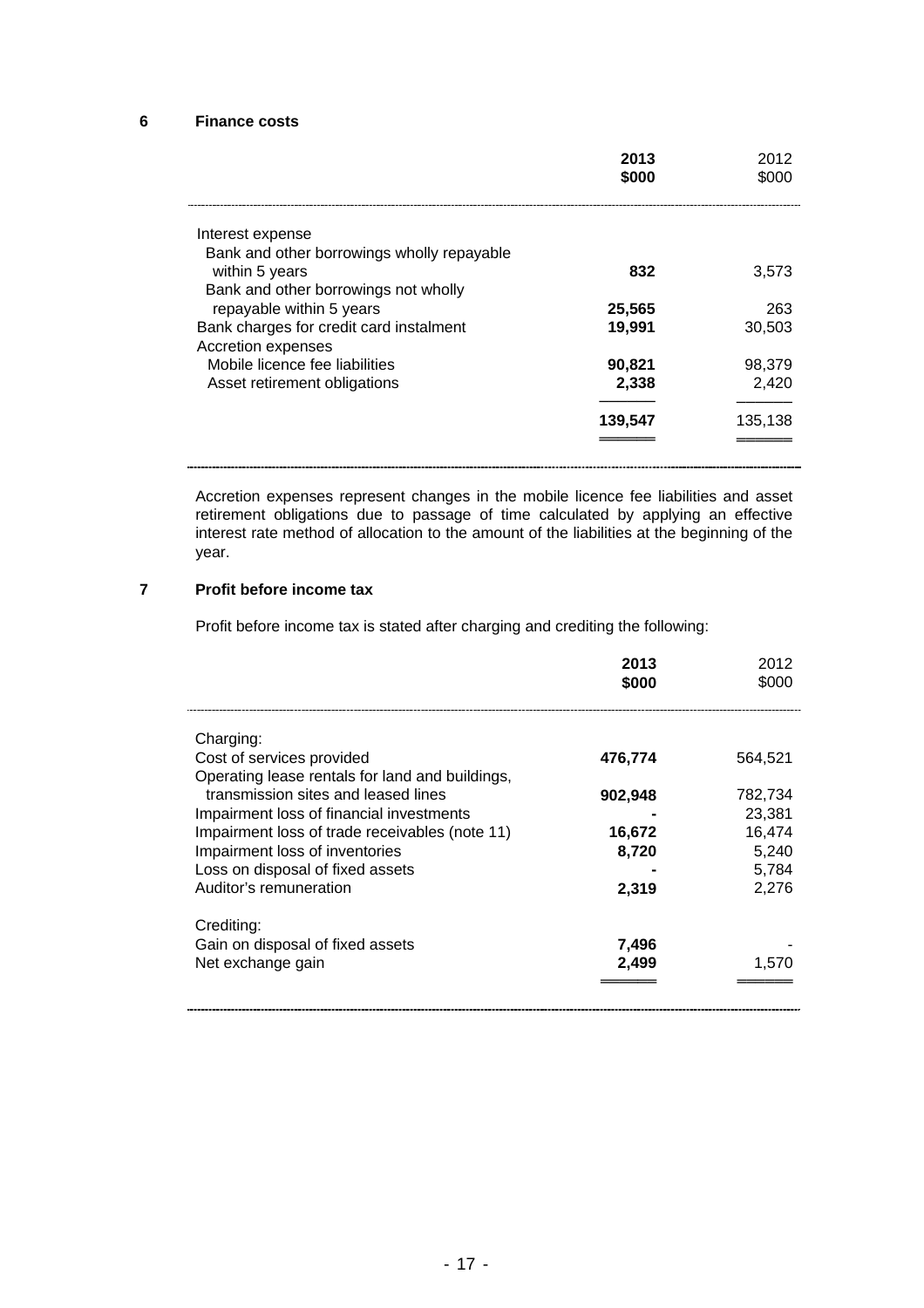## 6 Finance costs

| | **2013** **$000** | 2012 $000 |
|---|---|---|
| Interest expense | | |
| Bank and other borrowings wholly repayable within 5 years | **832** | 3,573 |
| Bank and other borrowings not wholly repayable within 5 years | **25,565** | 263 |
| Bank charges for credit card instalment | **19,991** | 30,503 |
| Accretion expenses | | |
| Mobile licence fee liabilities | **90,821** | 98,379 |
| Asset retirement obligations | **2,338** | 2,420 |
| | **139,547** | 135,138 |

Accretion expenses represent changes in the mobile licence fee liabilities and asset retirement obligations due to passage of time calculated by applying an effective interest rate method of allocation to the amount of the liabilities at the beginning of the year.

## 7 Profit before income tax

Profit before income tax is stated after charging and crediting the following:

| | **2013** **$000** | 2012 $000 |
|---|---|---|
| Charging: | | |
| Cost of services provided | **476,774** | 564,521 |
| Operating lease rentals for land and buildings, transmission sites and leased lines | **902,948** | 782,734 |
| Impairment loss of financial investments | **-** | 23,381 |
| Impairment loss of trade receivables (note 11) | **16,672** | 16,474 |
| Impairment loss of inventories | **8,720** | 5,240 |
| Loss on disposal of fixed assets | **-** | 5,784 |
| Auditor's remuneration | **2,319** | 2,276 |
| Crediting: | | |
| Gain on disposal of fixed assets | **7,496** | - |
| Net exchange gain | **2,499** | 1,570 |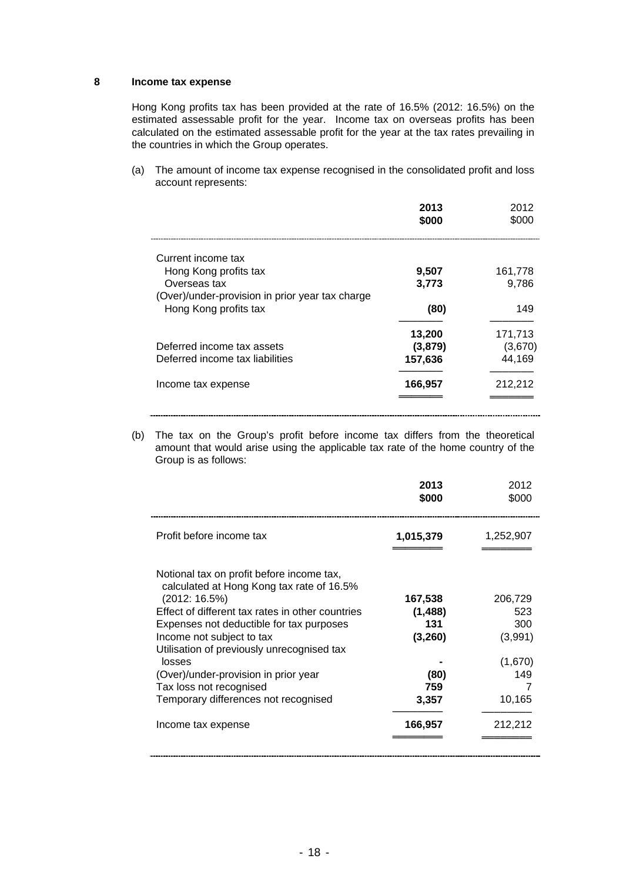## 8 Income tax expense

Hong Kong profits tax has been provided at the rate of 16.5% (2012: 16.5%) on the estimated assessable profit for the year. Income tax on overseas profits has been calculated on the estimated assessable profit for the year at the tax rates prevailing in the countries in which the Group operates.

(a) The amount of income tax expense recognised in the consolidated profit and loss account represents:

| | **2013** **$000** | 2012 $000 |
|---|---|---|
| Current income tax | | |
| Hong Kong profits tax | **9,507** | 161,778 |
| Overseas tax | **3,773** | 9,786 |
| (Over)/under-provision in prior year tax charge | | |
| Hong Kong profits tax | **(80)** | 149 |
| | **13,200** | 171,713 |
| Deferred income tax assets | **(3,879)** | (3,670) |
| Deferred income tax liabilities | **157,636** | 44,169 |
| Income tax expense | **166,957** | 212,212 |

(b) The tax on the Group's profit before income tax differs from the theoretical amount that would arise using the applicable tax rate of the home country of the Group is as follows:

| | **2013** **$000** | 2012 $000 |
|---|---|---|
| Profit before income tax | **1,015,379** | 1,252,907 |
| Notional tax on profit before income tax, calculated at Hong Kong tax rate of 16.5% (2012: 16.5%) | **167,538** | 206,729 |
| Effect of different tax rates in other countries | **(1,488)** | 523 |
| Expenses not deductible for tax purposes | **131** | 300 |
| Income not subject to tax | **(3,260)** | (3,991) |
| Utilisation of previously unrecognised tax losses | **-** | (1,670) |
| (Over)/under-provision in prior year | **(80)** | 149 |
| Tax loss not recognised | **759** | 7 |
| Temporary differences not recognised | **3,357** | 10,165 |
| Income tax expense | **166,957** | 212,212 |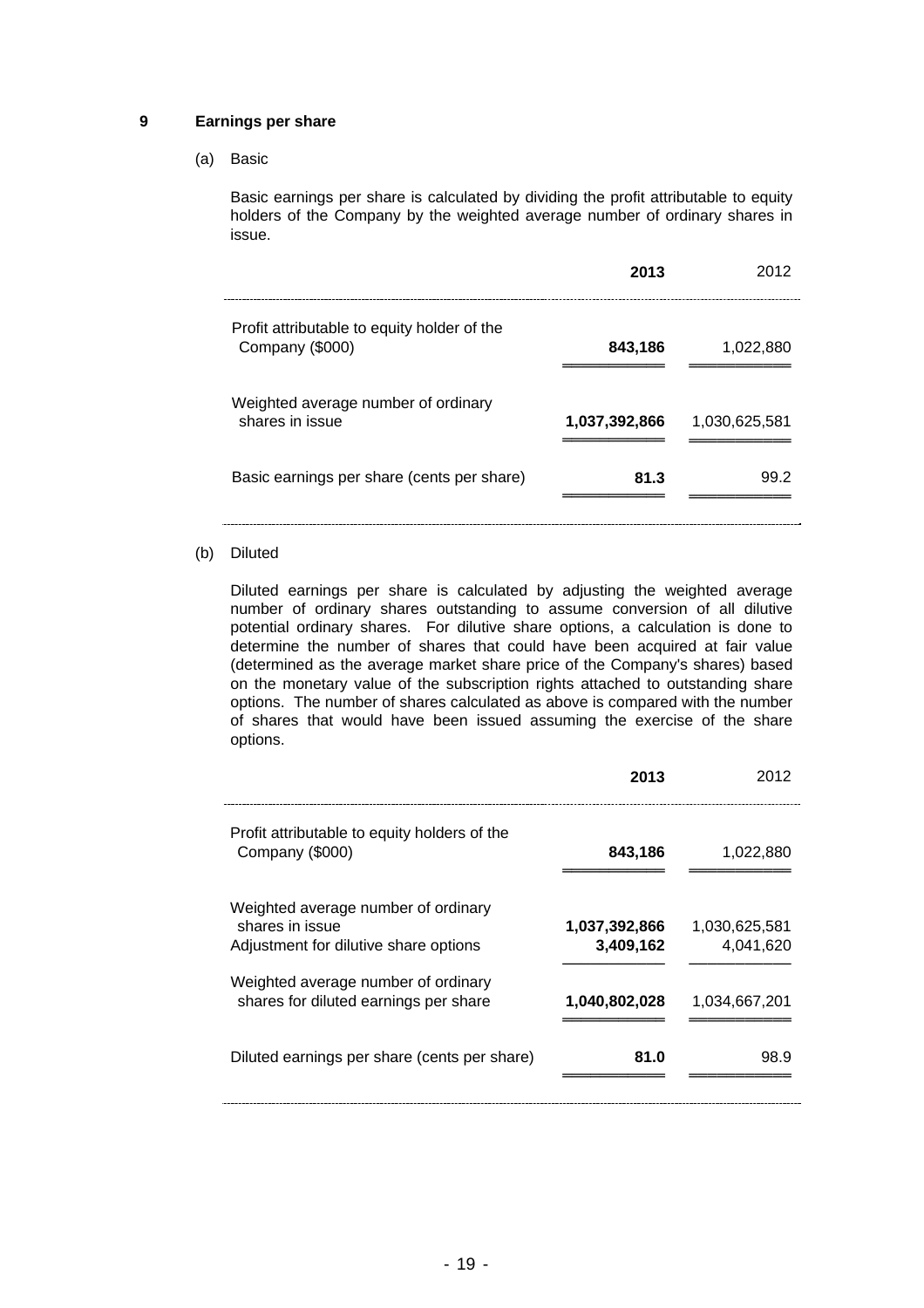## 9 Earnings per share

(a) Basic

Basic earnings per share is calculated by dividing the profit attributable to equity holders of the Company by the weighted average number of ordinary shares in issue.

| | **2013** | 2012 |
|---|---|---|
| Profit attributable to equity holder of the Company ($000) | **843,186** | 1,022,880 |
| Weighted average number of ordinary shares in issue | **1,037,392,866** | 1,030,625,581 |
| Basic earnings per share (cents per share) | **81.3** | 99.2 |

(b) Diluted

Diluted earnings per share is calculated by adjusting the weighted average number of ordinary shares outstanding to assume conversion of all dilutive potential ordinary shares. For dilutive share options, a calculation is done to determine the number of shares that could have been acquired at fair value (determined as the average market share price of the Company's shares) based on the monetary value of the subscription rights attached to outstanding share options. The number of shares calculated as above is compared with the number of shares that would have been issued assuming the exercise of the share options.

| | **2013** | 2012 |
|---|---|---|
| Profit attributable to equity holders of the Company ($000) | **843,186** | 1,022,880 |
| Weighted average number of ordinary shares in issue | **1,037,392,866** | 1,030,625,581 |
| Adjustment for dilutive share options | **3,409,162** | 4,041,620 |
| Weighted average number of ordinary shares for diluted earnings per share | **1,040,802,028** | 1,034,667,201 |
| Diluted earnings per share (cents per share) | **81.0** | 98.9 |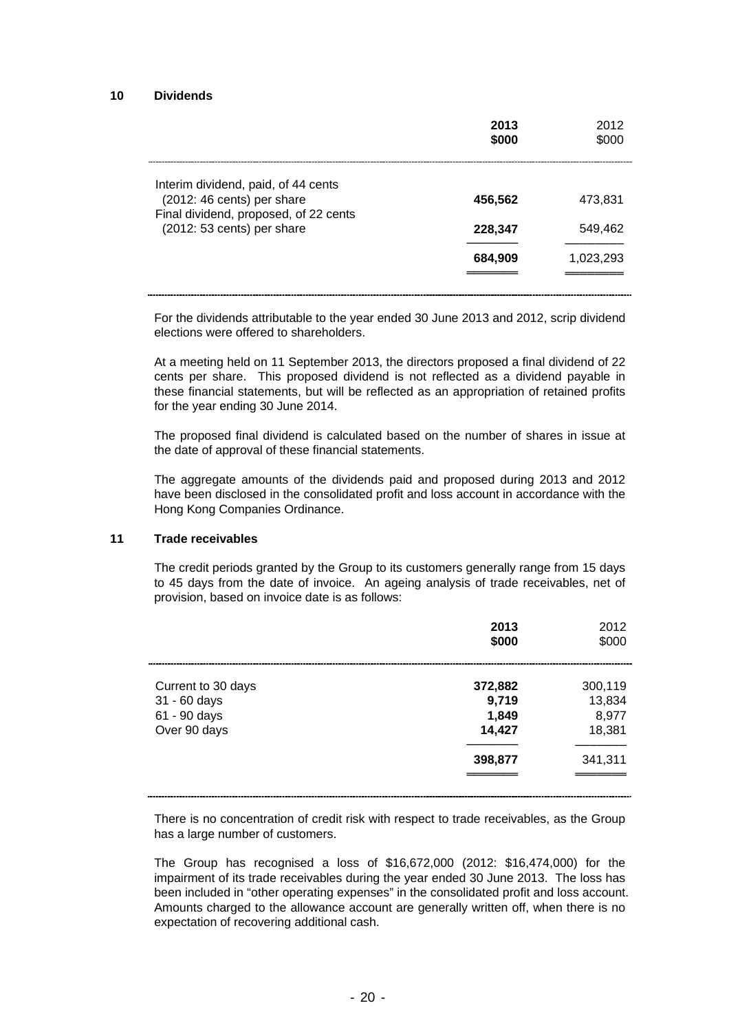## 10 Dividends

| | 2013<br>$000 | 2012<br>$000 |
|---|---|---|
| Interim dividend, paid, of 44 cents (2012: 46 cents) per share | **456,562** | 473,831 |
| Final dividend, proposed, of 22 cents (2012: 53 cents) per share | **228,347** | 549,462 |
| | **684,909** | 1,023,293 |

For the dividends attributable to the year ended 30 June 2013 and 2012, scrip dividend elections were offered to shareholders.

At a meeting held on 11 September 2013, the directors proposed a final dividend of 22 cents per share. This proposed dividend is not reflected as a dividend payable in these financial statements, but will be reflected as an appropriation of retained profits for the year ending 30 June 2014.

The proposed final dividend is calculated based on the number of shares in issue at the date of approval of these financial statements.

The aggregate amounts of the dividends paid and proposed during 2013 and 2012 have been disclosed in the consolidated profit and loss account in accordance with the Hong Kong Companies Ordinance.

## 11 Trade receivables

The credit periods granted by the Group to its customers generally range from 15 days to 45 days from the date of invoice. An ageing analysis of trade receivables, net of provision, based on invoice date is as follows:

| | 2013<br>$000 | 2012<br>$000 |
|---|---|---|
| Current to 30 days | **372,882** | 300,119 |
| 31 - 60 days | **9,719** | 13,834 |
| 61 - 90 days | **1,849** | 8,977 |
| Over 90 days | **14,427** | 18,381 |
| | **398,877** | 341,311 |

There is no concentration of credit risk with respect to trade receivables, as the Group has a large number of customers.

The Group has recognised a loss of $16,672,000 (2012: $16,474,000) for the impairment of its trade receivables during the year ended 30 June 2013. The loss has been included in "other operating expenses" in the consolidated profit and loss account. Amounts charged to the allowance account are generally written off, when there is no expectation of recovering additional cash.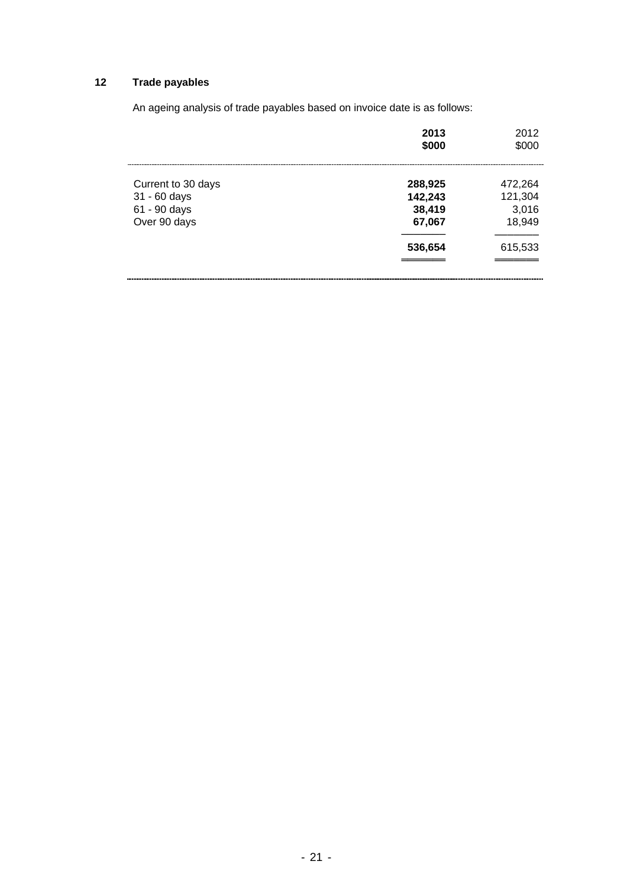## 12 Trade payables

An ageing analysis of trade payables based on invoice date is as follows:

| | **2013** | 2012 |
|---|---|---|
| | **$000** | $000 |
| Current to 30 days | **288,925** | 472,264 |
| 31 - 60 days | **142,243** | 121,304 |
| 61 - 90 days | **38,419** | 3,016 |
| Over 90 days | **67,067** | 18,949 |
| | **536,654** | 615,533 |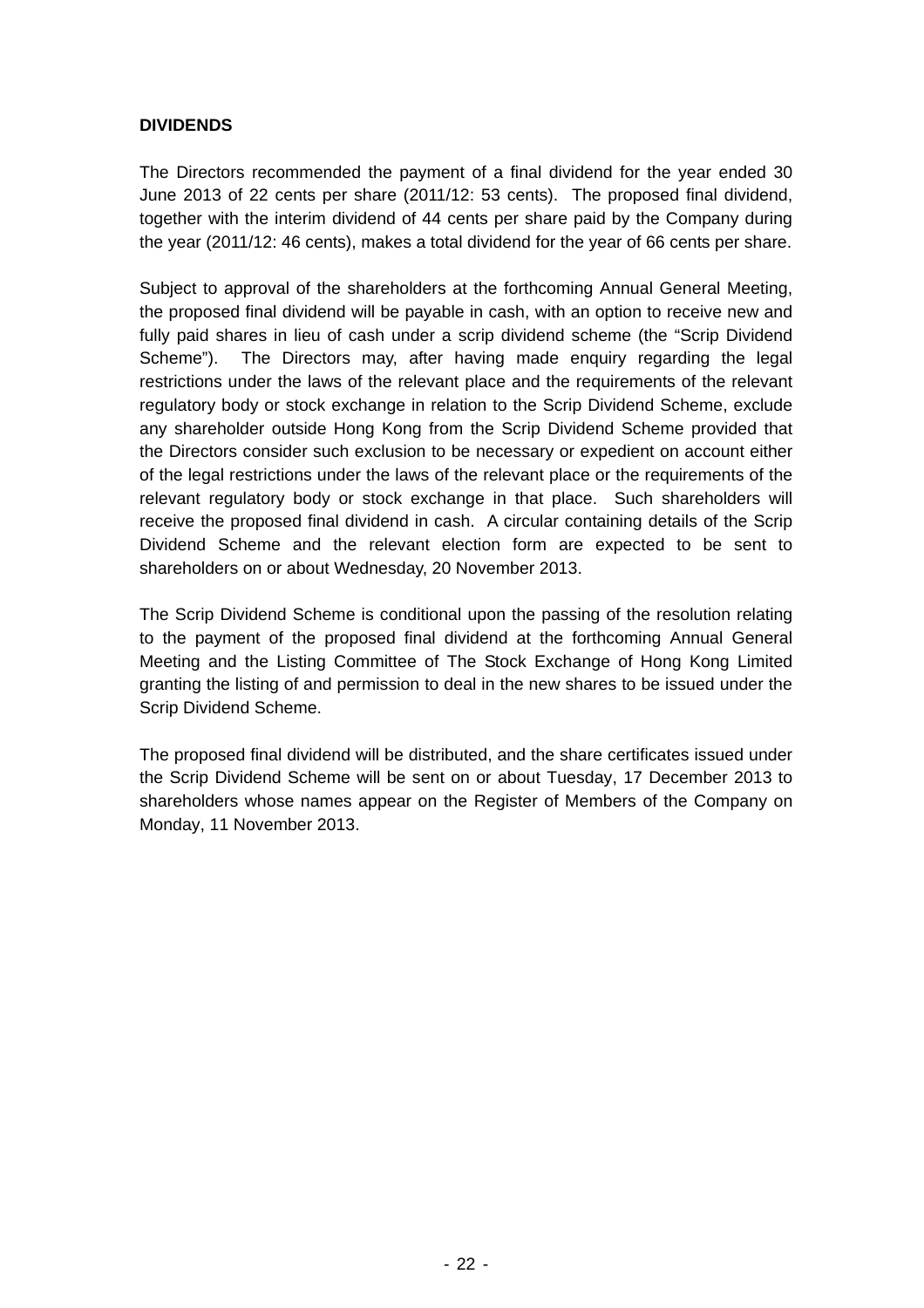**DIVIDENDS**

The Directors recommended the payment of a final dividend for the year ended 30 June 2013 of 22 cents per share (2011/12: 53 cents). The proposed final dividend, together with the interim dividend of 44 cents per share paid by the Company during the year (2011/12: 46 cents), makes a total dividend for the year of 66 cents per share.

Subject to approval of the shareholders at the forthcoming Annual General Meeting, the proposed final dividend will be payable in cash, with an option to receive new and fully paid shares in lieu of cash under a scrip dividend scheme (the "Scrip Dividend Scheme"). The Directors may, after having made enquiry regarding the legal restrictions under the laws of the relevant place and the requirements of the relevant regulatory body or stock exchange in relation to the Scrip Dividend Scheme, exclude any shareholder outside Hong Kong from the Scrip Dividend Scheme provided that the Directors consider such exclusion to be necessary or expedient on account either of the legal restrictions under the laws of the relevant place or the requirements of the relevant regulatory body or stock exchange in that place. Such shareholders will receive the proposed final dividend in cash. A circular containing details of the Scrip Dividend Scheme and the relevant election form are expected to be sent to shareholders on or about Wednesday, 20 November 2013.

The Scrip Dividend Scheme is conditional upon the passing of the resolution relating to the payment of the proposed final dividend at the forthcoming Annual General Meeting and the Listing Committee of The Stock Exchange of Hong Kong Limited granting the listing of and permission to deal in the new shares to be issued under the Scrip Dividend Scheme.

The proposed final dividend will be distributed, and the share certificates issued under the Scrip Dividend Scheme will be sent on or about Tuesday, 17 December 2013 to shareholders whose names appear on the Register of Members of the Company on Monday, 11 November 2013.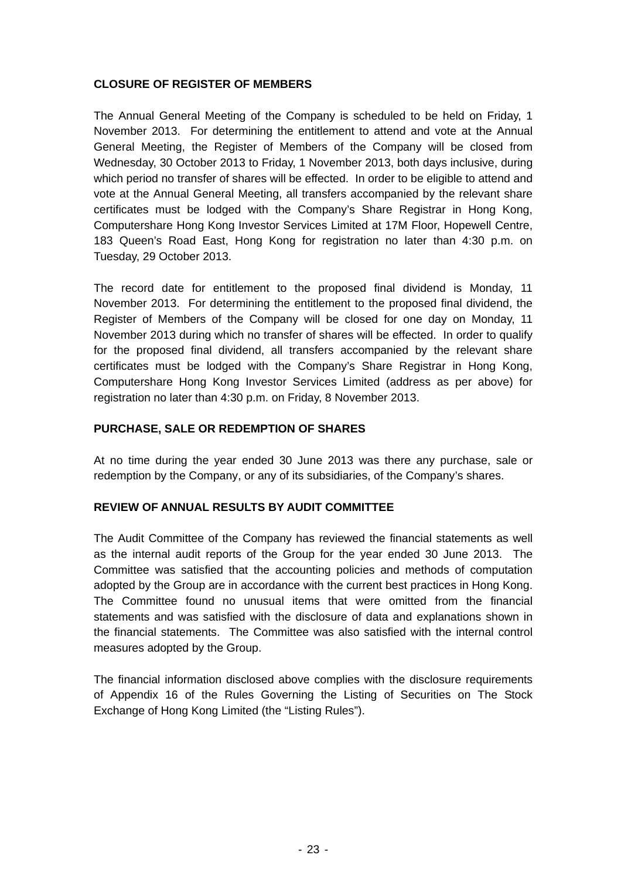## CLOSURE OF REGISTER OF MEMBERS

The Annual General Meeting of the Company is scheduled to be held on Friday, 1 November 2013. For determining the entitlement to attend and vote at the Annual General Meeting, the Register of Members of the Company will be closed from Wednesday, 30 October 2013 to Friday, 1 November 2013, both days inclusive, during which period no transfer of shares will be effected. In order to be eligible to attend and vote at the Annual General Meeting, all transfers accompanied by the relevant share certificates must be lodged with the Company's Share Registrar in Hong Kong, Computershare Hong Kong Investor Services Limited at 17M Floor, Hopewell Centre, 183 Queen's Road East, Hong Kong for registration no later than 4:30 p.m. on Tuesday, 29 October 2013.

The record date for entitlement to the proposed final dividend is Monday, 11 November 2013. For determining the entitlement to the proposed final dividend, the Register of Members of the Company will be closed for one day on Monday, 11 November 2013 during which no transfer of shares will be effected. In order to qualify for the proposed final dividend, all transfers accompanied by the relevant share certificates must be lodged with the Company's Share Registrar in Hong Kong, Computershare Hong Kong Investor Services Limited (address as per above) for registration no later than 4:30 p.m. on Friday, 8 November 2013.

## PURCHASE, SALE OR REDEMPTION OF SHARES

At no time during the year ended 30 June 2013 was there any purchase, sale or redemption by the Company, or any of its subsidiaries, of the Company's shares.

## REVIEW OF ANNUAL RESULTS BY AUDIT COMMITTEE

The Audit Committee of the Company has reviewed the financial statements as well as the internal audit reports of the Group for the year ended 30 June 2013. The Committee was satisfied that the accounting policies and methods of computation adopted by the Group are in accordance with the current best practices in Hong Kong. The Committee found no unusual items that were omitted from the financial statements and was satisfied with the disclosure of data and explanations shown in the financial statements. The Committee was also satisfied with the internal control measures adopted by the Group.

The financial information disclosed above complies with the disclosure requirements of Appendix 16 of the Rules Governing the Listing of Securities on The Stock Exchange of Hong Kong Limited (the "Listing Rules").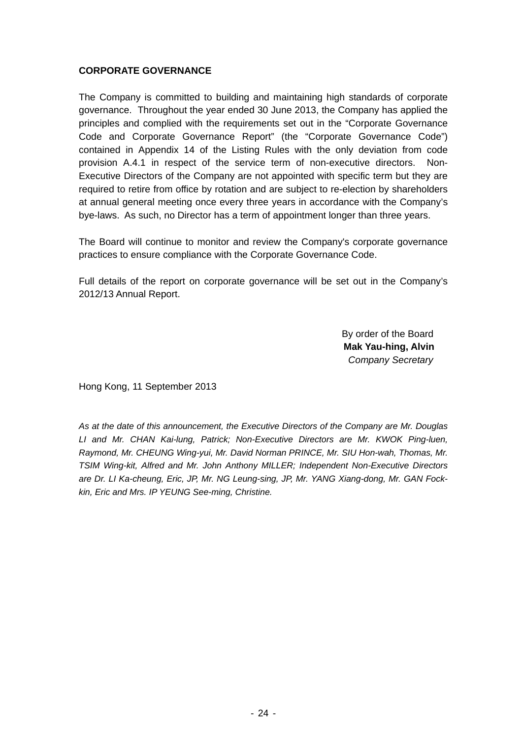**CORPORATE GOVERNANCE**

The Company is committed to building and maintaining high standards of corporate governance. Throughout the year ended 30 June 2013, the Company has applied the principles and complied with the requirements set out in the "Corporate Governance Code and Corporate Governance Report" (the "Corporate Governance Code") contained in Appendix 14 of the Listing Rules with the only deviation from code provision A.4.1 in respect of the service term of non-executive directors. Non-Executive Directors of the Company are not appointed with specific term but they are required to retire from office by rotation and are subject to re-election by shareholders at annual general meeting once every three years in accordance with the Company's bye-laws. As such, no Director has a term of appointment longer than three years.

The Board will continue to monitor and review the Company's corporate governance practices to ensure compliance with the Corporate Governance Code.

Full details of the report on corporate governance will be set out in the Company's 2012/13 Annual Report.

By order of the Board
**Mak Yau-hing, Alvin**
*Company Secretary*

Hong Kong, 11 September 2013

*As at the date of this announcement, the Executive Directors of the Company are Mr. Douglas LI and Mr. CHAN Kai-lung, Patrick; Non-Executive Directors are Mr. KWOK Ping-luen, Raymond, Mr. CHEUNG Wing-yui, Mr. David Norman PRINCE, Mr. SIU Hon-wah, Thomas, Mr. TSIM Wing-kit, Alfred and Mr. John Anthony MILLER; Independent Non-Executive Directors are Dr. LI Ka-cheung, Eric, JP, Mr. NG Leung-sing, JP, Mr. YANG Xiang-dong, Mr. GAN Fock-kin, Eric and Mrs. IP YEUNG See-ming, Christine.*